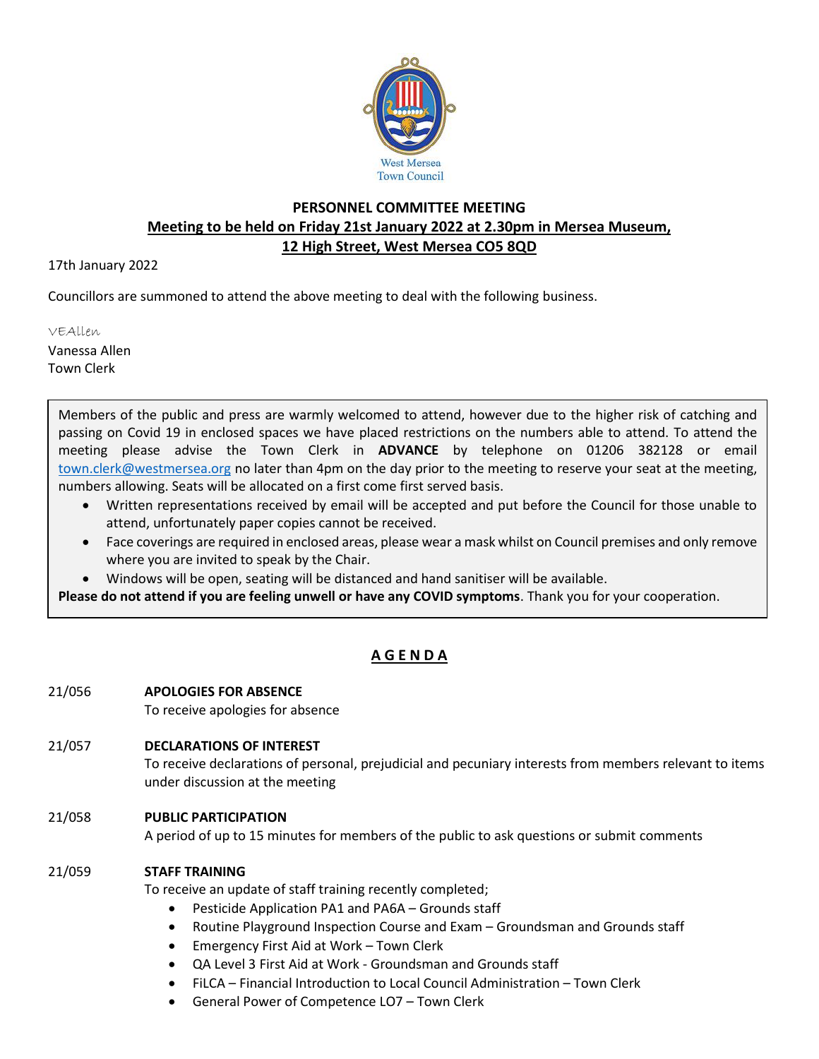West Mersea Town Council

# PERSONNEL COMMITTEE MEETING

## Meeting to be held on Friday 21st January 2022 at 2.30pm in Mersea Museum, 12 High Street, West Mersea CO5 8QD

17th January 2022

Councillors are summoned to attend the above meeting to deal with the following business.

VEAllen

Vanessa Allen
Town Clerk

Members of the public and press are warmly welcomed to attend, however due to the higher risk of catching and passing on Covid 19 in enclosed spaces we have placed restrictions on the numbers able to attend. To attend the meeting please advise the Town Clerk in **ADVANCE** by telephone on 01206 382128 or email town.clerk@westmersea.org no later than 4pm on the day prior to the meeting to reserve your seat at the meeting, numbers allowing. Seats will be allocated on a first come first served basis.

- Written representations received by email will be accepted and put before the Council for those unable to attend, unfortunately paper copies cannot be received.
- Face coverings are required in enclosed areas, please wear a mask whilst on Council premises and only remove where you are invited to speak by the Chair.
- Windows will be open, seating will be distanced and hand sanitiser will be available.

**Please do not attend if you are feeling unwell or have any COVID symptoms**. Thank you for your cooperation.

## A G E N D A

21/056 **APOLOGIES FOR ABSENCE**
To receive apologies for absence

21/057 **DECLARATIONS OF INTEREST**
To receive declarations of personal, prejudicial and pecuniary interests from members relevant to items under discussion at the meeting

21/058 **PUBLIC PARTICIPATION**
A period of up to 15 minutes for members of the public to ask questions or submit comments

21/059 **STAFF TRAINING**
To receive an update of staff training recently completed;

- Pesticide Application PA1 and PA6A – Grounds staff
- Routine Playground Inspection Course and Exam – Groundsman and Grounds staff
- Emergency First Aid at Work – Town Clerk
- QA Level 3 First Aid at Work - Groundsman and Grounds staff
- FiLCA – Financial Introduction to Local Council Administration – Town Clerk
- General Power of Competence LO7 – Town Clerk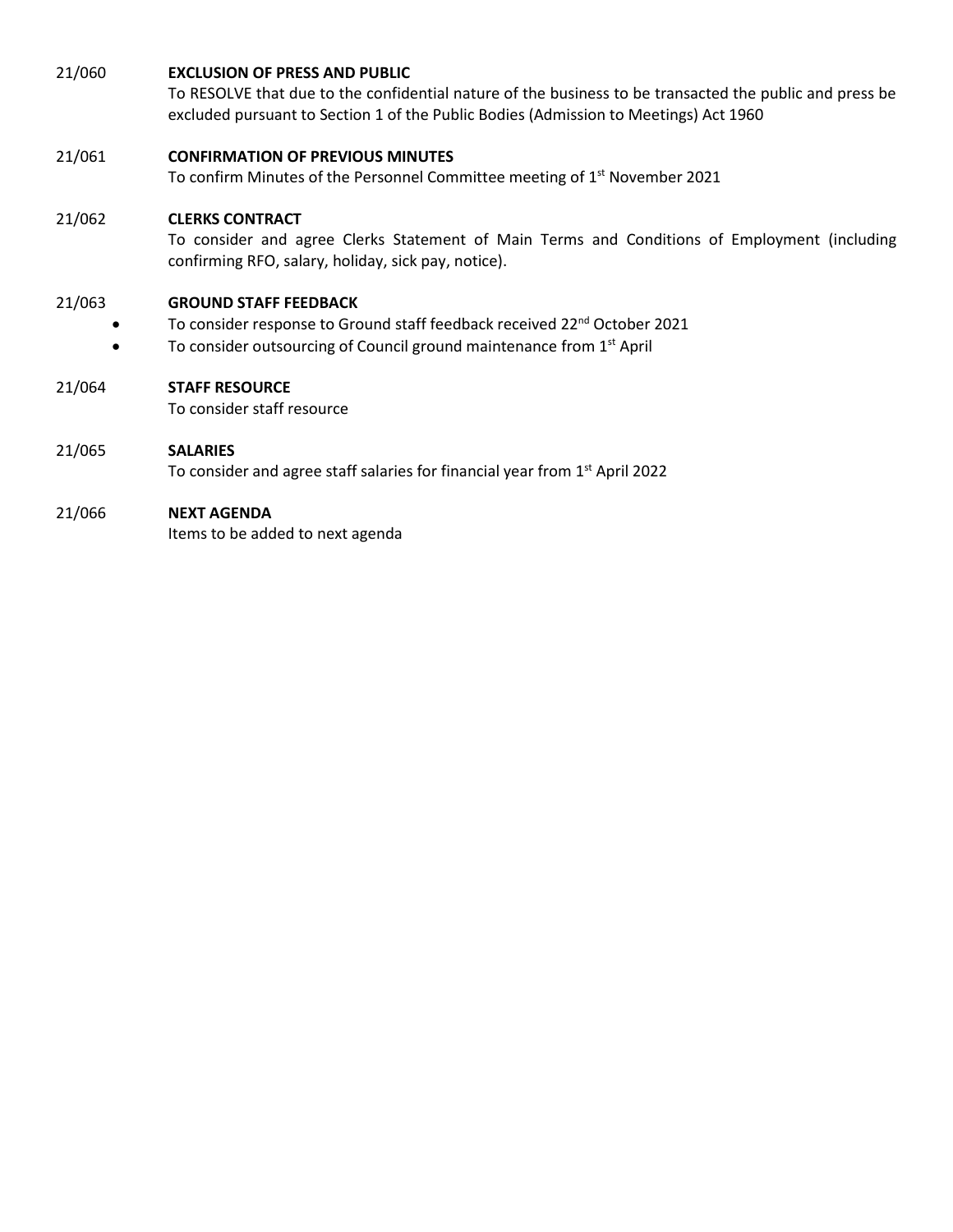21/060 **EXCLUSION OF PRESS AND PUBLIC**

To RESOLVE that due to the confidential nature of the business to be transacted the public and press be excluded pursuant to Section 1 of the Public Bodies (Admission to Meetings) Act 1960

21/061 **CONFIRMATION OF PREVIOUS MINUTES**

To confirm Minutes of the Personnel Committee meeting of 1st November 2021

21/062 **CLERKS CONTRACT**

To consider and agree Clerks Statement of Main Terms and Conditions of Employment (including confirming RFO, salary, holiday, sick pay, notice).

21/063 **GROUND STAFF FEEDBACK**

- To consider response to Ground staff feedback received 22nd October 2021
- To consider outsourcing of Council ground maintenance from 1st April

21/064 **STAFF RESOURCE**

To consider staff resource

21/065 **SALARIES**

To consider and agree staff salaries for financial year from 1st April 2022

21/066 **NEXT AGENDA**

Items to be added to next agenda